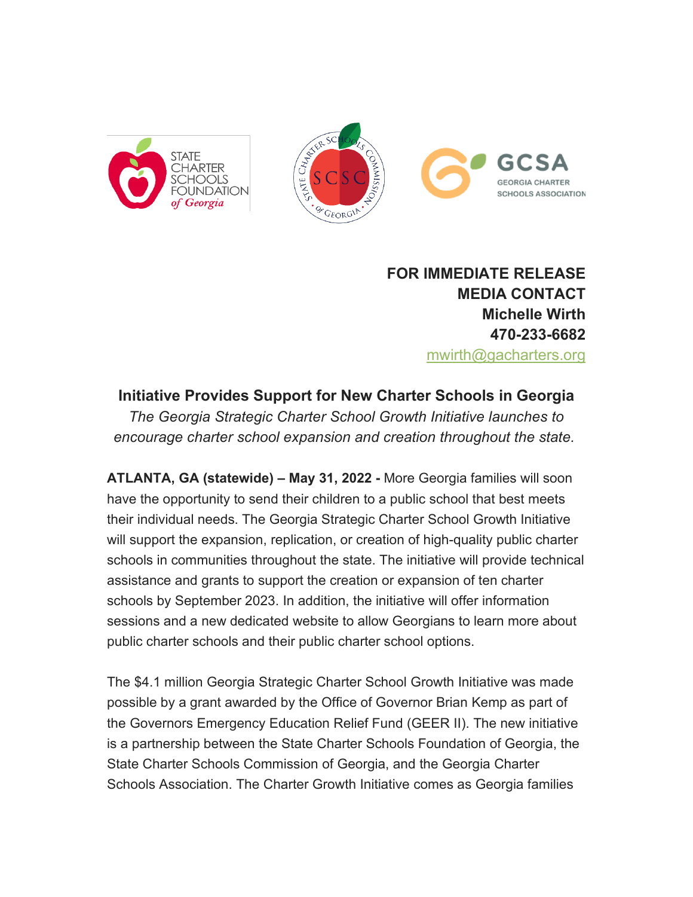**FOR IMMEDIATE RELEASE**
**MEDIA CONTACT**
**Michelle Wirth**
**470-233-6682**
mwirth@gacharters.org

## Initiative Provides Support for New Charter Schools in Georgia

*The Georgia Strategic Charter School Growth Initiative launches to encourage charter school expansion and creation throughout the state.*

**ATLANTA, GA (statewide) – May 31, 2022 -** More Georgia families will soon have the opportunity to send their children to a public school that best meets their individual needs. The Georgia Strategic Charter School Growth Initiative will support the expansion, replication, or creation of high-quality public charter schools in communities throughout the state. The initiative will provide technical assistance and grants to support the creation or expansion of ten charter schools by September 2023. In addition, the initiative will offer information sessions and a new dedicated website to allow Georgians to learn more about public charter schools and their public charter school options.

The $4.1 million Georgia Strategic Charter School Growth Initiative was made possible by a grant awarded by the Office of Governor Brian Kemp as part of the Governors Emergency Education Relief Fund (GEER II). The new initiative is a partnership between the State Charter Schools Foundation of Georgia, the State Charter Schools Commission of Georgia, and the Georgia Charter Schools Association. The Charter Growth Initiative comes as Georgia families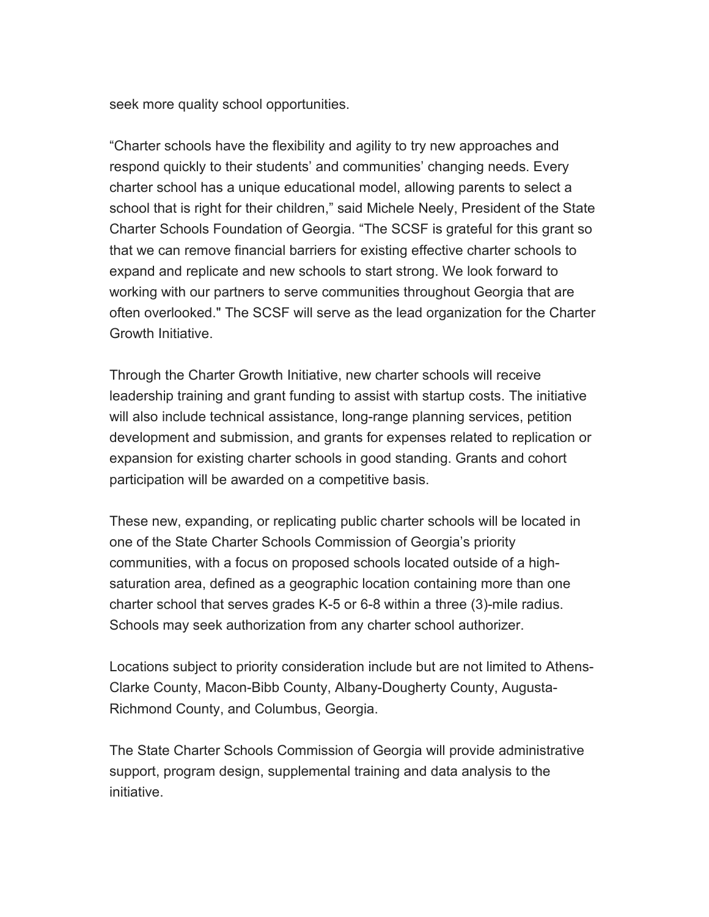seek more quality school opportunities.

“Charter schools have the flexibility and agility to try new approaches and respond quickly to their students’ and communities’ changing needs. Every charter school has a unique educational model, allowing parents to select a school that is right for their children,” said Michele Neely, President of the State Charter Schools Foundation of Georgia. “The SCSF is grateful for this grant so that we can remove financial barriers for existing effective charter schools to expand and replicate and new schools to start strong. We look forward to working with our partners to serve communities throughout Georgia that are often overlooked." The SCSF will serve as the lead organization for the Charter Growth Initiative.

Through the Charter Growth Initiative, new charter schools will receive leadership training and grant funding to assist with startup costs. The initiative will also include technical assistance, long-range planning services, petition development and submission, and grants for expenses related to replication or expansion for existing charter schools in good standing. Grants and cohort participation will be awarded on a competitive basis.

These new, expanding, or replicating public charter schools will be located in one of the State Charter Schools Commission of Georgia’s priority communities, with a focus on proposed schools located outside of a high-saturation area, defined as a geographic location containing more than one charter school that serves grades K-5 or 6-8 within a three (3)-mile radius. Schools may seek authorization from any charter school authorizer.

Locations subject to priority consideration include but are not limited to Athens-Clarke County, Macon-Bibb County, Albany-Dougherty County, Augusta-Richmond County, and Columbus, Georgia.

The State Charter Schools Commission of Georgia will provide administrative support, program design, supplemental training and data analysis to the initiative.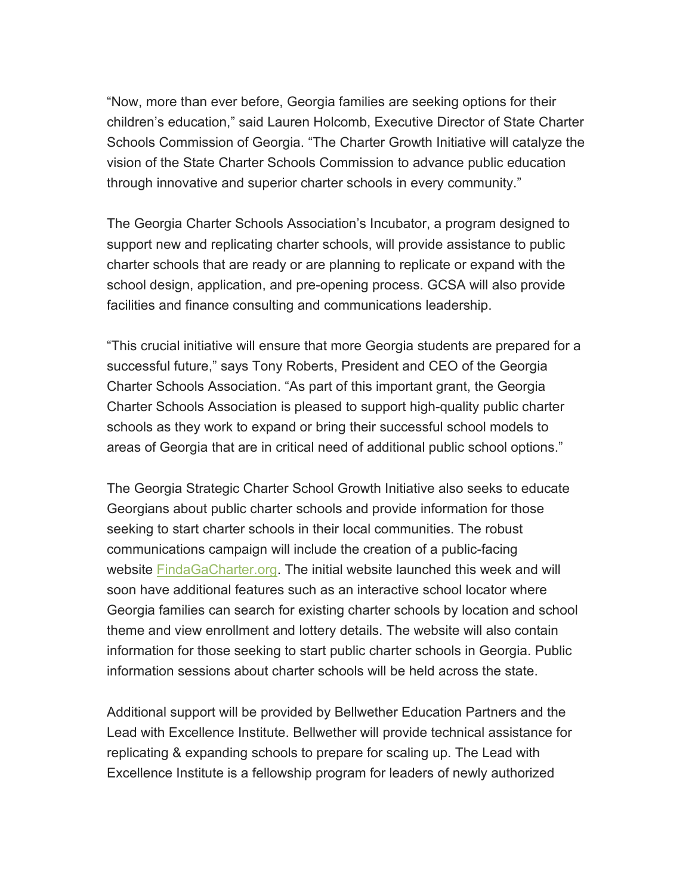"Now, more than ever before, Georgia families are seeking options for their children's education," said Lauren Holcomb, Executive Director of State Charter Schools Commission of Georgia. "The Charter Growth Initiative will catalyze the vision of the State Charter Schools Commission to advance public education through innovative and superior charter schools in every community."

The Georgia Charter Schools Association's Incubator, a program designed to support new and replicating charter schools, will provide assistance to public charter schools that are ready or are planning to replicate or expand with the school design, application, and pre-opening process. GCSA will also provide facilities and finance consulting and communications leadership.

"This crucial initiative will ensure that more Georgia students are prepared for a successful future," says Tony Roberts, President and CEO of the Georgia Charter Schools Association. "As part of this important grant, the Georgia Charter Schools Association is pleased to support high-quality public charter schools as they work to expand or bring their successful school models to areas of Georgia that are in critical need of additional public school options."

The Georgia Strategic Charter School Growth Initiative also seeks to educate Georgians about public charter schools and provide information for those seeking to start charter schools in their local communities. The robust communications campaign will include the creation of a public-facing website [FindaGaCharter.org](FindaGaCharter.org). The initial website launched this week and will soon have additional features such as an interactive school locator where Georgia families can search for existing charter schools by location and school theme and view enrollment and lottery details. The website will also contain information for those seeking to start public charter schools in Georgia. Public information sessions about charter schools will be held across the state.

Additional support will be provided by Bellwether Education Partners and the Lead with Excellence Institute. Bellwether will provide technical assistance for replicating & expanding schools to prepare for scaling up. The Lead with Excellence Institute is a fellowship program for leaders of newly authorized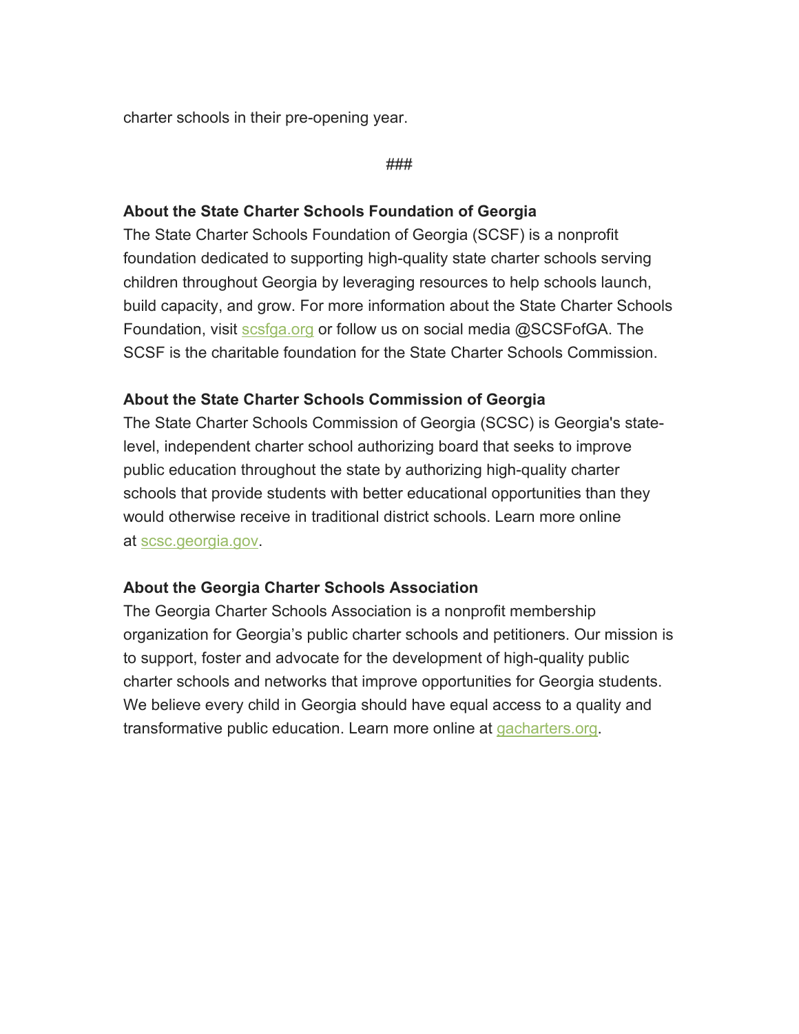charter schools in their pre-opening year.

###

**About the State Charter Schools Foundation of Georgia**
The State Charter Schools Foundation of Georgia (SCSF) is a nonprofit foundation dedicated to supporting high-quality state charter schools serving children throughout Georgia by leveraging resources to help schools launch, build capacity, and grow. For more information about the State Charter Schools Foundation, visit scsfga.org or follow us on social media @SCSFofGA. The SCSF is the charitable foundation for the State Charter Schools Commission.

**About the State Charter Schools Commission of Georgia**
The State Charter Schools Commission of Georgia (SCSC) is Georgia's state-level, independent charter school authorizing board that seeks to improve public education throughout the state by authorizing high-quality charter schools that provide students with better educational opportunities than they would otherwise receive in traditional district schools. Learn more online at scsc.georgia.gov.

**About the Georgia Charter Schools Association**
The Georgia Charter Schools Association is a nonprofit membership organization for Georgia's public charter schools and petitioners. Our mission is to support, foster and advocate for the development of high-quality public charter schools and networks that improve opportunities for Georgia students. We believe every child in Georgia should have equal access to a quality and transformative public education. Learn more online at gacharters.org.